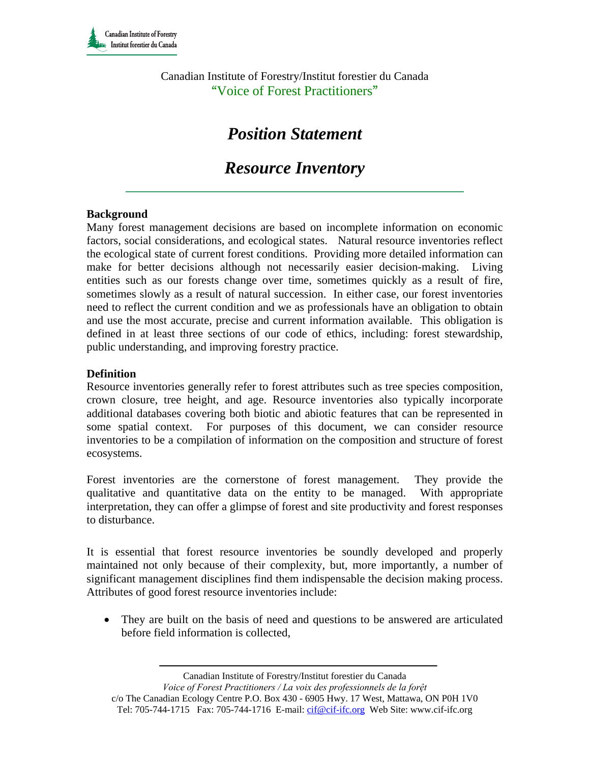Canadian Institute of Forestry/Institut forestier du Canada
"Voice of Forest Practitioners"

# *Position Statement*

# *Resource Inventory*

**Background**

Many forest management decisions are based on incomplete information on economic factors, social considerations, and ecological states. Natural resource inventories reflect the ecological state of current forest conditions. Providing more detailed information can make for better decisions although not necessarily easier decision-making. Living entities such as our forests change over time, sometimes quickly as a result of fire, sometimes slowly as a result of natural succession. In either case, our forest inventories need to reflect the current condition and we as professionals have an obligation to obtain and use the most accurate, precise and current information available. This obligation is defined in at least three sections of our code of ethics, including: forest stewardship, public understanding, and improving forestry practice.

**Definition**

Resource inventories generally refer to forest attributes such as tree species composition, crown closure, tree height, and age. Resource inventories also typically incorporate additional databases covering both biotic and abiotic features that can be represented in some spatial context. For purposes of this document, we can consider resource inventories to be a compilation of information on the composition and structure of forest ecosystems.

Forest inventories are the cornerstone of forest management. They provide the qualitative and quantitative data on the entity to be managed. With appropriate interpretation, they can offer a glimpse of forest and site productivity and forest responses to disturbance.

It is essential that forest resource inventories be soundly developed and properly maintained not only because of their complexity, but, more importantly, a number of significant management disciplines find them indispensable the decision making process. Attributes of good forest resource inventories include:

- They are built on the basis of need and questions to be answered are articulated before field information is collected,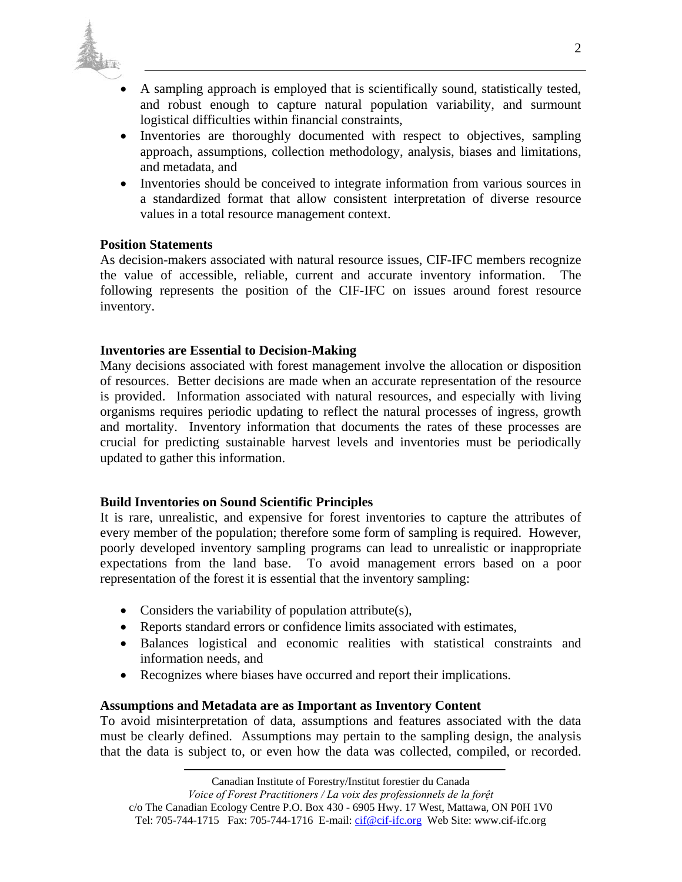- A sampling approach is employed that is scientifically sound, statistically tested, and robust enough to capture natural population variability, and surmount logistical difficulties within financial constraints,
- Inventories are thoroughly documented with respect to objectives, sampling approach, assumptions, collection methodology, analysis, biases and limitations, and metadata, and
- Inventories should be conceived to integrate information from various sources in a standardized format that allow consistent interpretation of diverse resource values in a total resource management context.

**Position Statements**

As decision-makers associated with natural resource issues, CIF-IFC members recognize the value of accessible, reliable, current and accurate inventory information. The following represents the position of the CIF-IFC on issues around forest resource inventory.

**Inventories are Essential to Decision-Making**

Many decisions associated with forest management involve the allocation or disposition of resources. Better decisions are made when an accurate representation of the resource is provided. Information associated with natural resources, and especially with living organisms requires periodic updating to reflect the natural processes of ingress, growth and mortality. Inventory information that documents the rates of these processes are crucial for predicting sustainable harvest levels and inventories must be periodically updated to gather this information.

**Build Inventories on Sound Scientific Principles**

It is rare, unrealistic, and expensive for forest inventories to capture the attributes of every member of the population; therefore some form of sampling is required. However, poorly developed inventory sampling programs can lead to unrealistic or inappropriate expectations from the land base. To avoid management errors based on a poor representation of the forest it is essential that the inventory sampling:

- Considers the variability of population attribute(s),
- Reports standard errors or confidence limits associated with estimates,
- Balances logistical and economic realities with statistical constraints and information needs, and
- Recognizes where biases have occurred and report their implications.

**Assumptions and Metadata are as Important as Inventory Content**

To avoid misinterpretation of data, assumptions and features associated with the data must be clearly defined. Assumptions may pertain to the sampling design, the analysis that the data is subject to, or even how the data was collected, compiled, or recorded.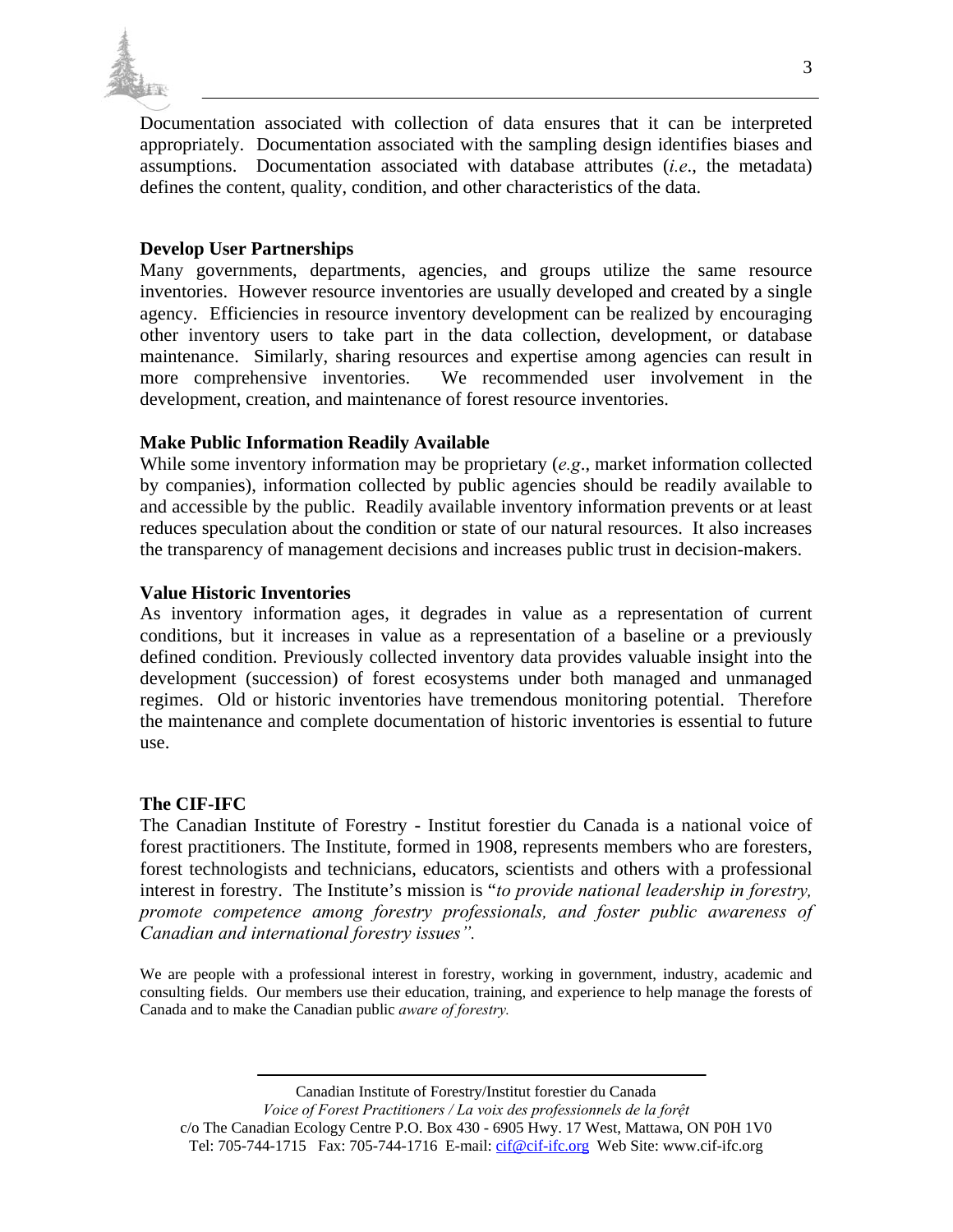Documentation associated with collection of data ensures that it can be interpreted appropriately. Documentation associated with the sampling design identifies biases and assumptions. Documentation associated with database attributes (*i.e*., the metadata) defines the content, quality, condition, and other characteristics of the data.

**Develop User Partnerships**

Many governments, departments, agencies, and groups utilize the same resource inventories. However resource inventories are usually developed and created by a single agency. Efficiencies in resource inventory development can be realized by encouraging other inventory users to take part in the data collection, development, or database maintenance. Similarly, sharing resources and expertise among agencies can result in more comprehensive inventories. We recommended user involvement in the development, creation, and maintenance of forest resource inventories.

**Make Public Information Readily Available**

While some inventory information may be proprietary (*e.g*., market information collected by companies), information collected by public agencies should be readily available to and accessible by the public. Readily available inventory information prevents or at least reduces speculation about the condition or state of our natural resources. It also increases the transparency of management decisions and increases public trust in decision-makers.

**Value Historic Inventories**

As inventory information ages, it degrades in value as a representation of current conditions, but it increases in value as a representation of a baseline or a previously defined condition. Previously collected inventory data provides valuable insight into the development (succession) of forest ecosystems under both managed and unmanaged regimes. Old or historic inventories have tremendous monitoring potential. Therefore the maintenance and complete documentation of historic inventories is essential to future use.

**The CIF-IFC**

The Canadian Institute of Forestry - Institut forestier du Canada is a national voice of forest practitioners. The Institute, formed in 1908, represents members who are foresters, forest technologists and technicians, educators, scientists and others with a professional interest in forestry. The Institute's mission is "*to provide national leadership in forestry, promote competence among forestry professionals, and foster public awareness of Canadian and international forestry issues".*

We are people with a professional interest in forestry, working in government, industry, academic and consulting fields. Our members use their education, training, and experience to help manage the forests of Canada and to make the Canadian public *aware of forestry.*

Canadian Institute of Forestry/Institut forestier du Canada
*Voice of Forest Practitioners / La voix des professionnels de la forệt*
c/o The Canadian Ecology Centre P.O. Box 430 - 6905 Hwy. 17 West, Mattawa, ON P0H 1V0
Tel: 705-744-1715 Fax: 705-744-1716 E-mail: cif@cif-ifc.org Web Site: www.cif-ifc.org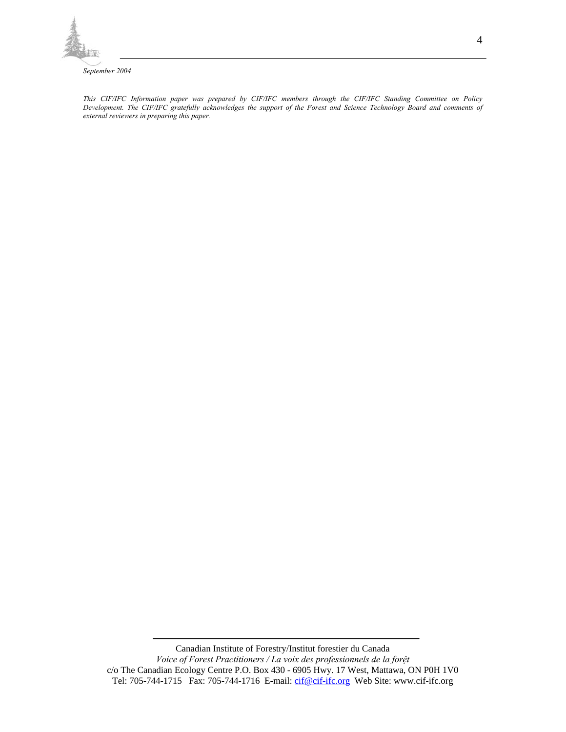*This CIF/IFC Information paper was prepared by CIF/IFC members through the CIF/IFC Standing Committee on Policy Development. The CIF/IFC gratefully acknowledges the support of the Forest and Science Technology Board and comments of external reviewers in preparing this paper.*